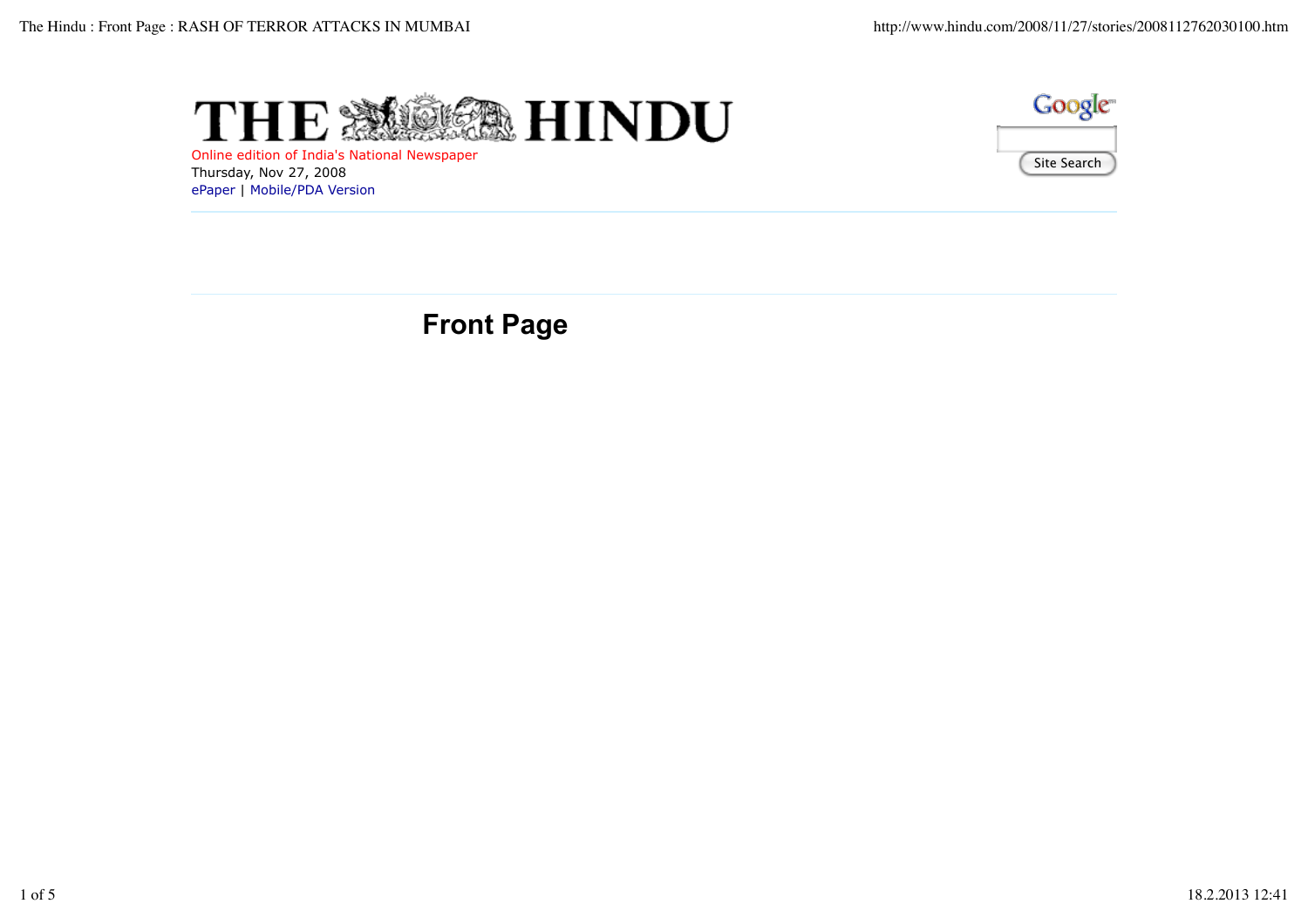# THE HINDU

Online edition of India's National Newspaper

Thursday, Nov 27, 2008

ePaper | Mobile/PDA Version

Google

Site Search

## Front Page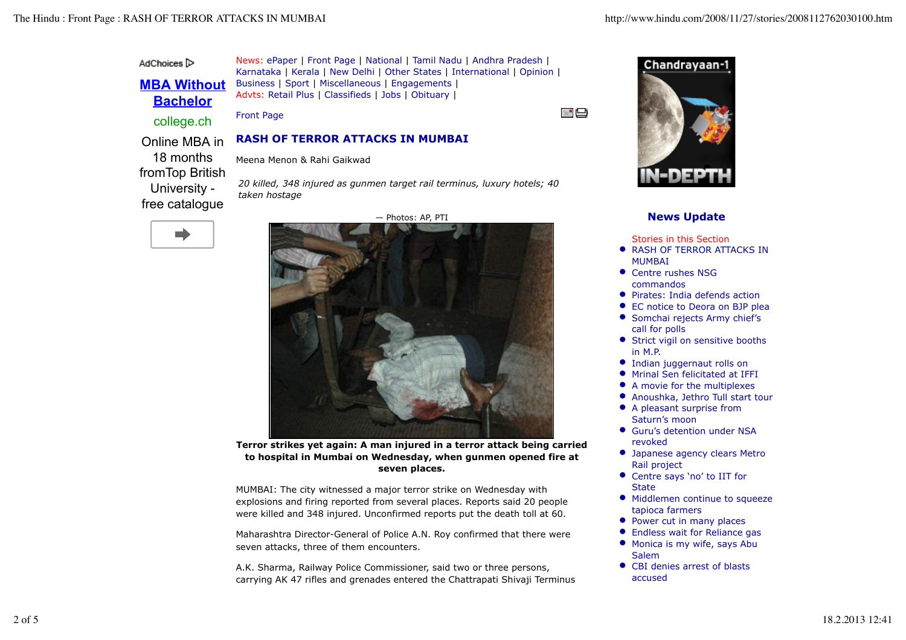AdChoices

**MBA Without Bachelor**

college.ch

Online MBA in 18 months fromTop British University - free catalogue

News: ePaper | Front Page | National | Tamil Nadu | Andhra Pradesh | Karnataka | Kerala | New Delhi | Other States | International | Opinion | Business | Sport | Miscellaneous | Engagements |
Advts: Retail Plus | Classifieds | Jobs | Obituary |

Front Page

## RASH OF TERROR ATTACKS IN MUMBAI

Meena Menon & Rahi Gaikwad

*20 killed, 348 injured as gunmen target rail terminus, luxury hotels; 40 taken hostage*

— Photos: AP, PTI

**Terror strikes yet again: A man injured in a terror attack being carried to hospital in Mumbai on Wednesday, when gunmen opened fire at seven places.**

MUMBAI: The city witnessed a major terror strike on Wednesday with explosions and firing reported from several places. Reports said 20 people were killed and 348 injured. Unconfirmed reports put the death toll at 60.

Maharashtra Director-General of Police A.N. Roy confirmed that there were seven attacks, three of them encounters.

A.K. Sharma, Railway Police Commissioner, said two or three persons, carrying AK 47 rifles and grenades entered the Chattrapati Shivaji Terminus

Chandrayaan-1 IN-DEPTH

### News Update

Stories in this Section

- RASH OF TERROR ATTACKS IN MUMBAI
- Centre rushes NSG commandos
- Pirates: India defends action
- EC notice to Deora on BJP plea
- Somchai rejects Army chief's call for polls
- Strict vigil on sensitive booths in M.P.
- Indian juggernaut rolls on
- Mrinal Sen felicitated at IFFI
- A movie for the multiplexes
- Anoushka, Jethro Tull start tour
- A pleasant surprise from Saturn's moon
- Guru's detention under NSA revoked
- Japanese agency clears Metro Rail project
- Centre says 'no' to IIT for State
- Middlemen continue to squeeze tapioca farmers
- Power cut in many places
- Endless wait for Reliance gas
- Monica is my wife, says Abu Salem
- CBI denies arrest of blasts accused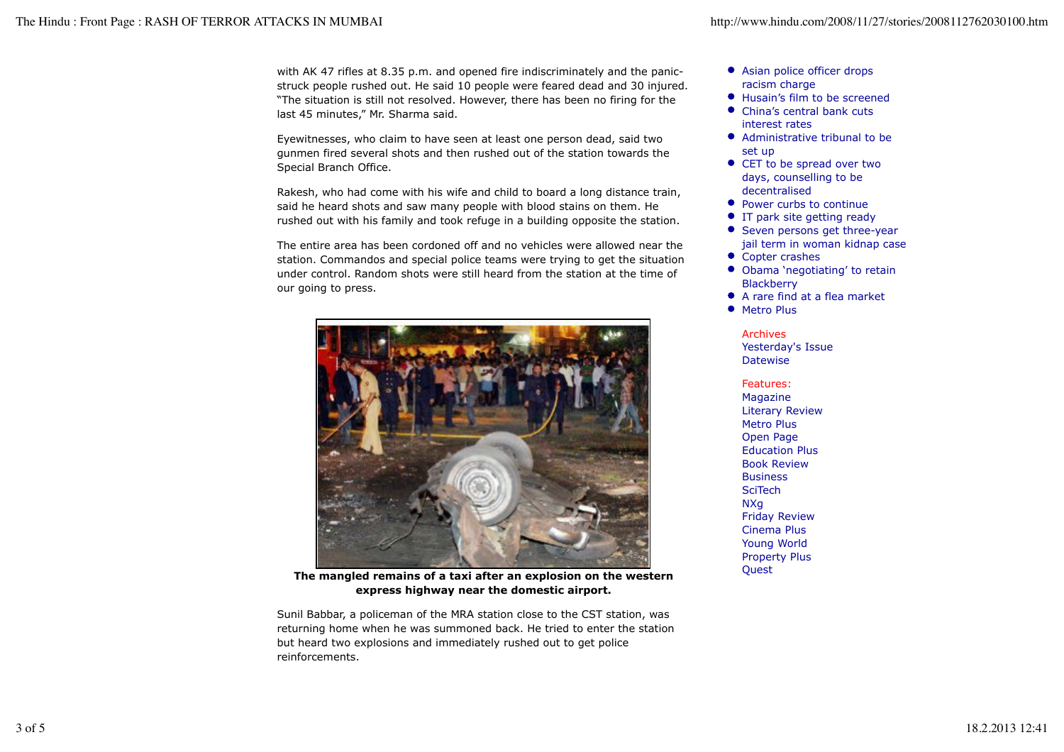with AK 47 rifles at 8.35 p.m. and opened fire indiscriminately and the panic-struck people rushed out. He said 10 people were feared dead and 30 injured. "The situation is still not resolved. However, there has been no firing for the last 45 minutes," Mr. Sharma said.

Eyewitnesses, who claim to have seen at least one person dead, said two gunmen fired several shots and then rushed out of the station towards the Special Branch Office.

Rakesh, who had come with his wife and child to board a long distance train, said he heard shots and saw many people with blood stains on them. He rushed out with his family and took refuge in a building opposite the station.

The entire area has been cordoned off and no vehicles were allowed near the station. Commandos and special police teams were trying to get the situation under control. Random shots were still heard from the station at the time of our going to press.

**The mangled remains of a taxi after an explosion on the western express highway near the domestic airport.**

Sunil Babbar, a policeman of the MRA station close to the CST station, was returning home when he was summoned back. He tried to enter the station but heard two explosions and immediately rushed out to get police reinforcements.

- Asian police officer drops racism charge
- Husain's film to be screened
- China's central bank cuts interest rates
- Administrative tribunal to be set up
- CET to be spread over two days, counselling to be decentralised
- Power curbs to continue
- IT park site getting ready
- Seven persons get three-year jail term in woman kidnap case
- Copter crashes
- Obama 'negotiating' to retain Blackberry
- A rare find at a flea market
- Metro Plus

Archives
Yesterday's Issue
Datewise

Features:
Magazine
Literary Review
Metro Plus
Open Page
Education Plus
Book Review
Business
SciTech
NXg
Friday Review
Cinema Plus
Young World
Property Plus
Quest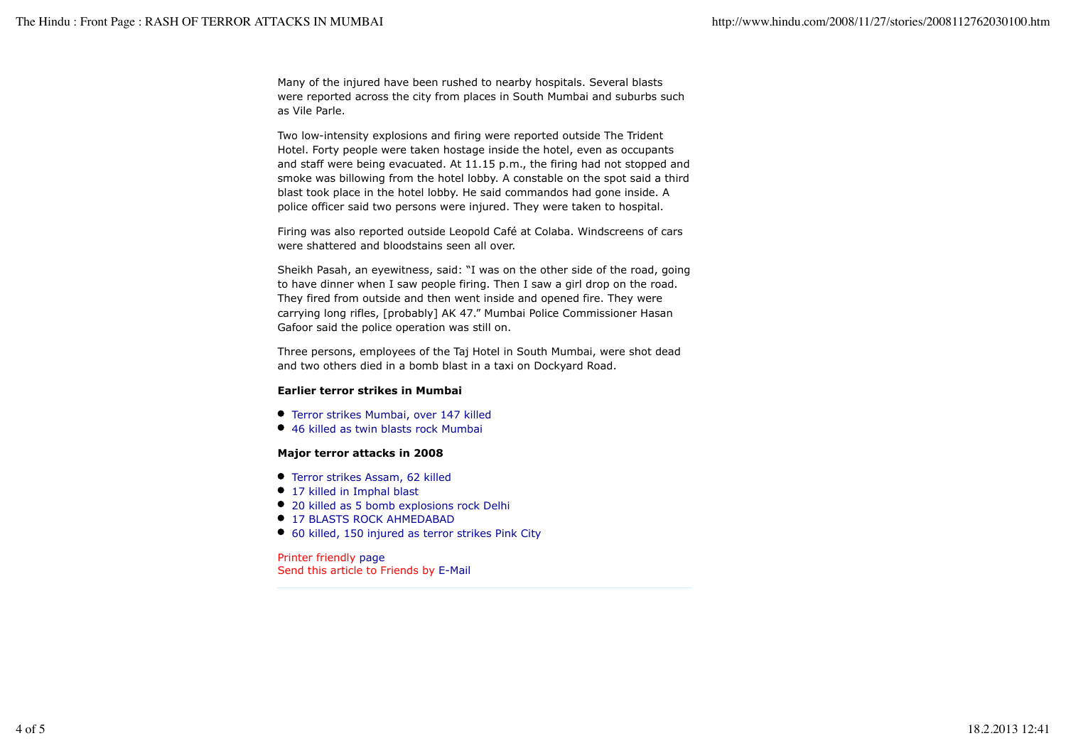Many of the injured have been rushed to nearby hospitals. Several blasts were reported across the city from places in South Mumbai and suburbs such as Vile Parle.

Two low-intensity explosions and firing were reported outside The Trident Hotel. Forty people were taken hostage inside the hotel, even as occupants and staff were being evacuated. At 11.15 p.m., the firing had not stopped and smoke was billowing from the hotel lobby. A constable on the spot said a third blast took place in the hotel lobby. He said commandos had gone inside. A police officer said two persons were injured. They were taken to hospital.

Firing was also reported outside Leopold Café at Colaba. Windscreens of cars were shattered and bloodstains seen all over.

Sheikh Pasah, an eyewitness, said: "I was on the other side of the road, going to have dinner when I saw people firing. Then I saw a girl drop on the road. They fired from outside and then went inside and opened fire. They were carrying long rifles, [probably] AK 47." Mumbai Police Commissioner Hasan Gafoor said the police operation was still on.

Three persons, employees of the Taj Hotel in South Mumbai, were shot dead and two others died in a bomb blast in a taxi on Dockyard Road.

**Earlier terror strikes in Mumbai**

- Terror strikes Mumbai, over 147 killed
- 46 killed as twin blasts rock Mumbai

**Major terror attacks in 2008**

- Terror strikes Assam, 62 killed
- 17 killed in Imphal blast
- 20 killed as 5 bomb explosions rock Delhi
- 17 BLASTS ROCK AHMEDABAD
- 60 killed, 150 injured as terror strikes Pink City

Printer friendly page
Send this article to Friends by E-Mail